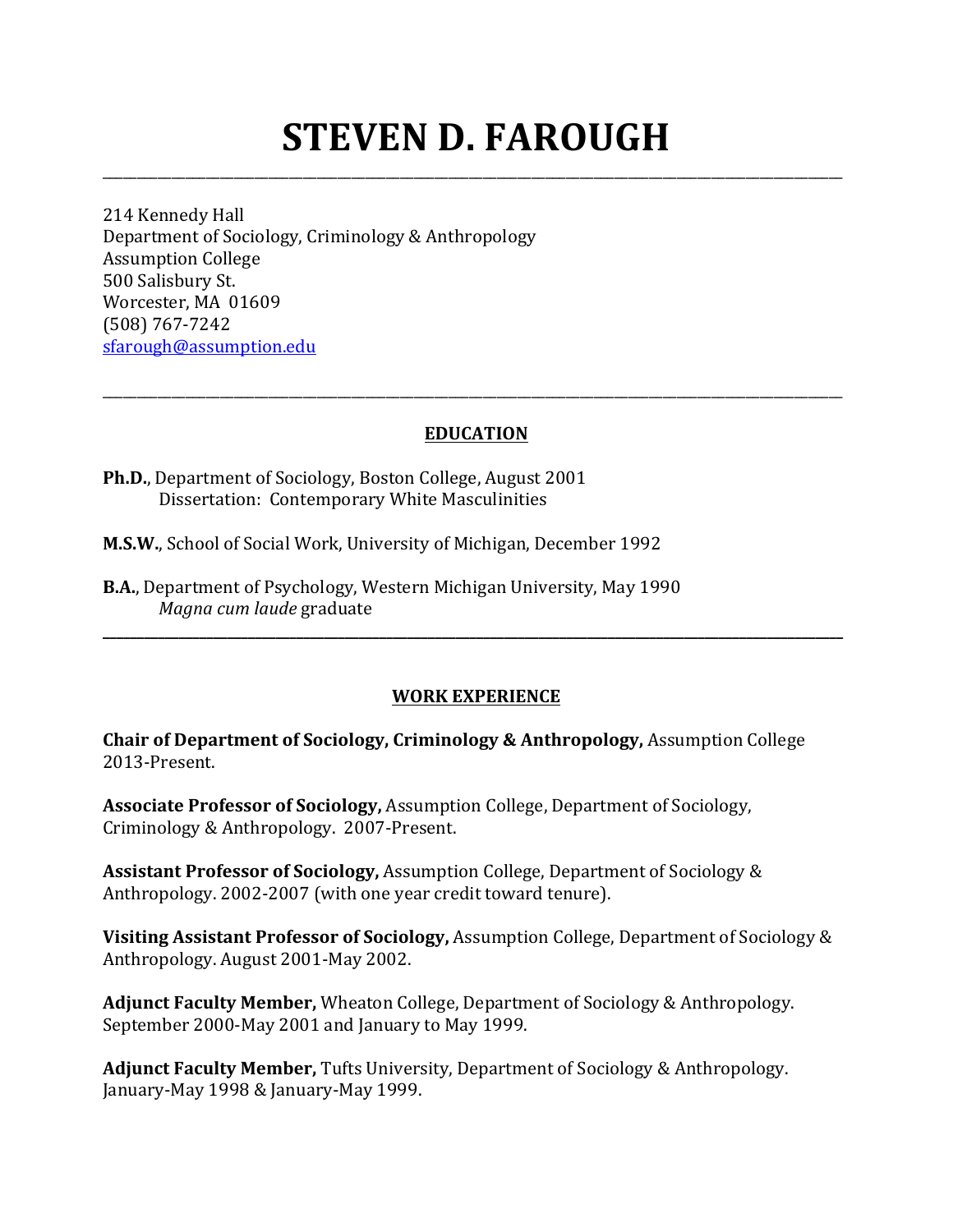# STEVEN D. FAROUGH

---

214 Kennedy Hall
Department of Sociology, Criminology & Anthropology
Assumption College
500 Salisbury St.
Worcester, MA 01609
(508) 767-7242
sfarough@assumption.edu

---

## EDUCATION

**Ph.D.**, Department of Sociology, Boston College, August 2001
Dissertation: Contemporary White Masculinities

**M.S.W.**, School of Social Work, University of Michigan, December 1992

**B.A.**, Department of Psychology, Western Michigan University, May 1990
*Magna cum laude* graduate

---

## WORK EXPERIENCE

**Chair of Department of Sociology, Criminology & Anthropology,** Assumption College 2013-Present.

**Associate Professor of Sociology,** Assumption College, Department of Sociology, Criminology & Anthropology. 2007-Present.

**Assistant Professor of Sociology,** Assumption College, Department of Sociology & Anthropology. 2002-2007 (with one year credit toward tenure).

**Visiting Assistant Professor of Sociology,** Assumption College, Department of Sociology & Anthropology. August 2001-May 2002.

**Adjunct Faculty Member,** Wheaton College, Department of Sociology & Anthropology. September 2000-May 2001 and January to May 1999.

**Adjunct Faculty Member,** Tufts University, Department of Sociology & Anthropology. January-May 1998 & January-May 1999.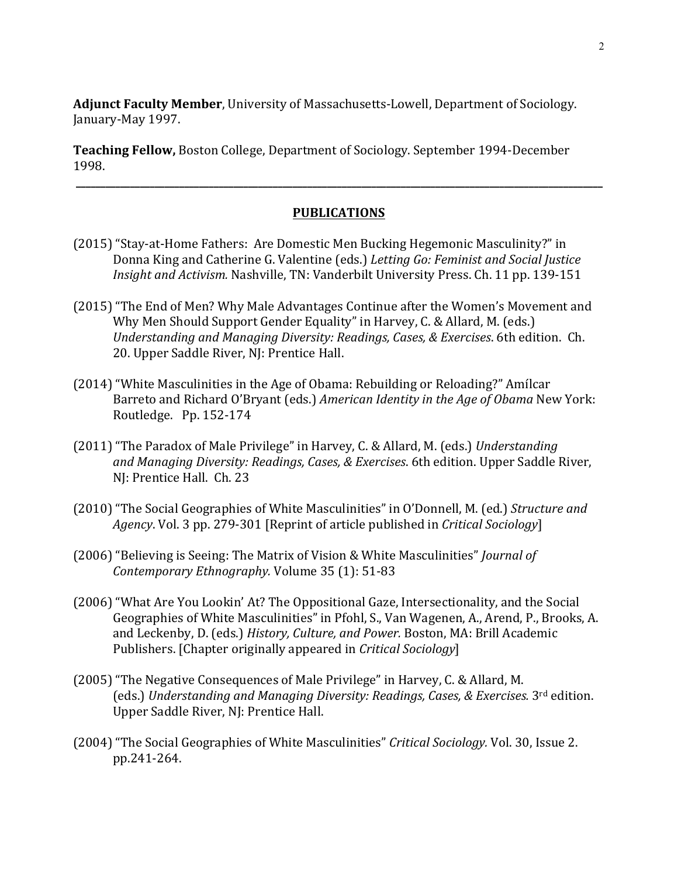**Adjunct Faculty Member**, University of Massachusetts-Lowell, Department of Sociology. January-May 1997.

**Teaching Fellow,** Boston College, Department of Sociology. September 1994-December 1998.

---

## PUBLICATIONS

(2015) "Stay-at-Home Fathers: Are Domestic Men Bucking Hegemonic Masculinity?" in Donna King and Catherine G. Valentine (eds.) *Letting Go: Feminist and Social Justice Insight and Activism.* Nashville, TN: Vanderbilt University Press. Ch. 11 pp. 139-151

(2015) "The End of Men? Why Male Advantages Continue after the Women's Movement and Why Men Should Support Gender Equality" in Harvey, C. & Allard, M. (eds.) *Understanding and Managing Diversity: Readings, Cases, & Exercises*. 6th edition. Ch. 20. Upper Saddle River, NJ: Prentice Hall.

(2014) "White Masculinities in the Age of Obama: Rebuilding or Reloading?" Amílcar Barreto and Richard O'Bryant (eds.) *American Identity in the Age of Obama* New York: Routledge. Pp. 152-174

(2011) "The Paradox of Male Privilege" in Harvey, C. & Allard, M. (eds.) *Understanding and Managing Diversity: Readings, Cases, & Exercises*. 6th edition. Upper Saddle River, NJ: Prentice Hall. Ch. 23

(2010) "The Social Geographies of White Masculinities" in O'Donnell, M. (ed.) *Structure and Agency*. Vol. 3 pp. 279-301 [Reprint of article published in *Critical Sociology*]

(2006) "Believing is Seeing: The Matrix of Vision & White Masculinities" *Journal of Contemporary Ethnography.* Volume 35 (1): 51-83

(2006) "What Are You Lookin' At? The Oppositional Gaze, Intersectionality, and the Social Geographies of White Masculinities" in Pfohl, S., Van Wagenen, A., Arend, P., Brooks, A. and Leckenby, D. (eds.) *History, Culture, and Power.* Boston, MA: Brill Academic Publishers. [Chapter originally appeared in *Critical Sociology*]

(2005) "The Negative Consequences of Male Privilege" in Harvey, C. & Allard, M. (eds.) *Understanding and Managing Diversity: Readings, Cases, & Exercises.* 3rd edition. Upper Saddle River, NJ: Prentice Hall.

(2004) "The Social Geographies of White Masculinities" *Critical Sociology.* Vol. 30, Issue 2. pp.241-264.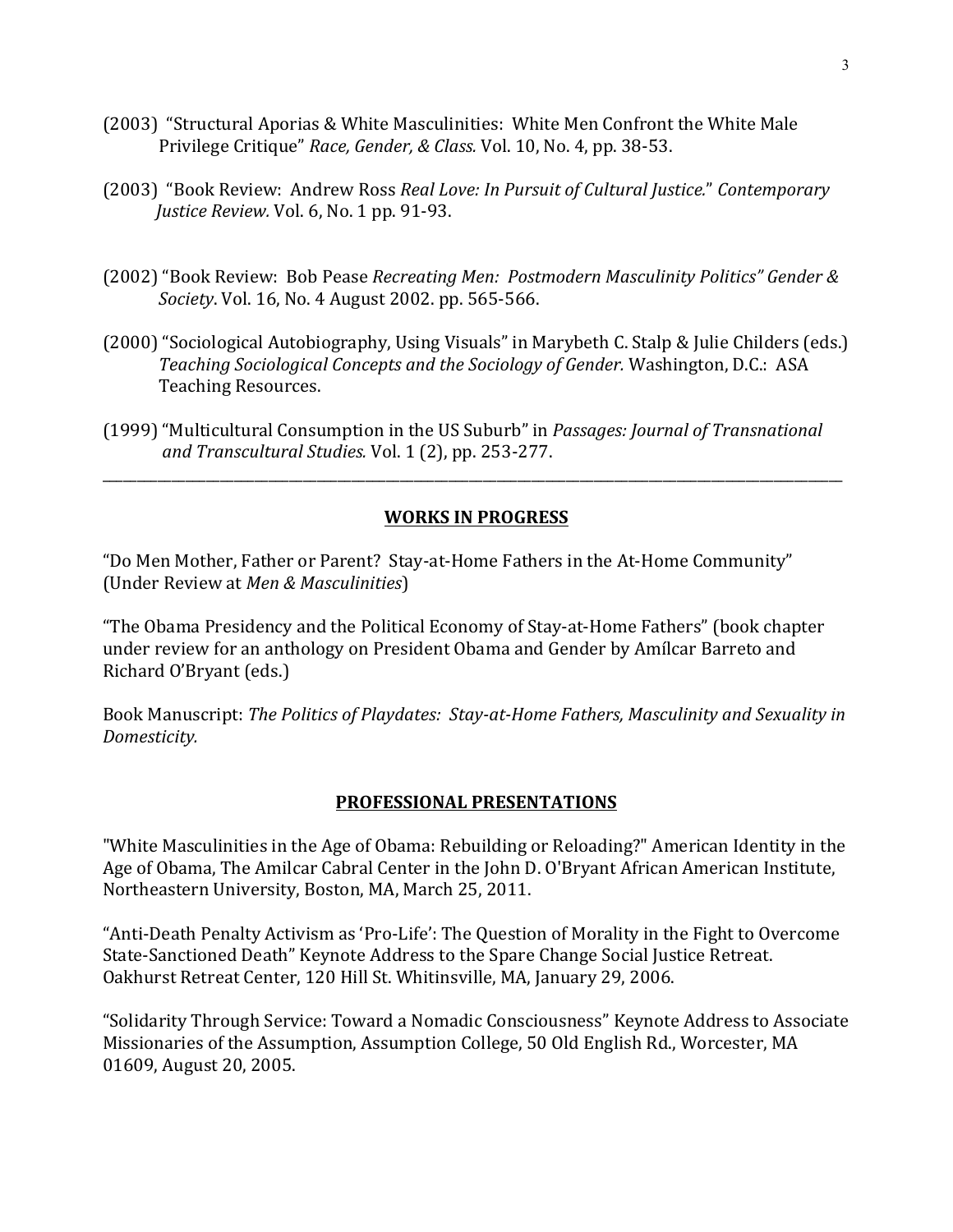(2003) "Structural Aporias & White Masculinities: White Men Confront the White Male Privilege Critique" *Race, Gender, & Class.* Vol. 10, No. 4, pp. 38-53.

(2003) "Book Review: Andrew Ross *Real Love: In Pursuit of Cultural Justice.*" *Contemporary Justice Review.* Vol. 6, No. 1 pp. 91-93.

(2002) "Book Review: Bob Pease *Recreating Men: Postmodern Masculinity Politics" Gender & Society*. Vol. 16, No. 4 August 2002. pp. 565-566.

(2000) "Sociological Autobiography, Using Visuals" in Marybeth C. Stalp & Julie Childers (eds.) *Teaching Sociological Concepts and the Sociology of Gender.* Washington, D.C.: ASA Teaching Resources.

(1999) "Multicultural Consumption in the US Suburb" in *Passages: Journal of Transnational and Transcultural Studies.* Vol. 1 (2), pp. 253-277.

---

## WORKS IN PROGRESS

"Do Men Mother, Father or Parent? Stay-at-Home Fathers in the At-Home Community" (Under Review at *Men & Masculinities*)

"The Obama Presidency and the Political Economy of Stay-at-Home Fathers" (book chapter under review for an anthology on President Obama and Gender by Amílcar Barreto and Richard O'Bryant (eds.)

Book Manuscript: *The Politics of Playdates: Stay-at-Home Fathers, Masculinity and Sexuality in Domesticity.*

## PROFESSIONAL PRESENTATIONS

"White Masculinities in the Age of Obama: Rebuilding or Reloading?" American Identity in the Age of Obama, The Amilcar Cabral Center in the John D. O'Bryant African American Institute, Northeastern University, Boston, MA, March 25, 2011.

"Anti-Death Penalty Activism as 'Pro-Life': The Question of Morality in the Fight to Overcome State-Sanctioned Death" Keynote Address to the Spare Change Social Justice Retreat. Oakhurst Retreat Center, 120 Hill St. Whitinsville, MA, January 29, 2006.

"Solidarity Through Service: Toward a Nomadic Consciousness" Keynote Address to Associate Missionaries of the Assumption, Assumption College, 50 Old English Rd., Worcester, MA 01609, August 20, 2005.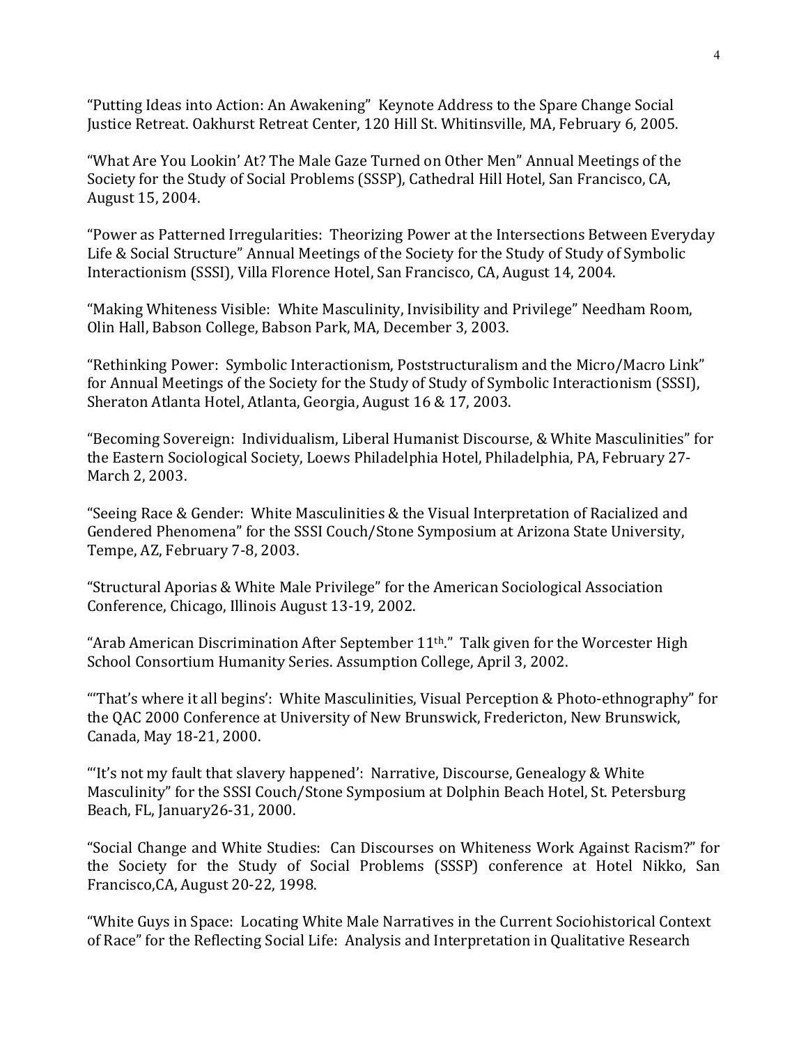"Putting Ideas into Action: An Awakening" Keynote Address to the Spare Change Social Justice Retreat. Oakhurst Retreat Center, 120 Hill St. Whitinsville, MA, February 6, 2005.

"What Are You Lookin' At? The Male Gaze Turned on Other Men" Annual Meetings of the Society for the Study of Social Problems (SSSP), Cathedral Hill Hotel, San Francisco, CA, August 15, 2004.

"Power as Patterned Irregularities: Theorizing Power at the Intersections Between Everyday Life & Social Structure" Annual Meetings of the Society for the Study of Study of Symbolic Interactionism (SSSI), Villa Florence Hotel, San Francisco, CA, August 14, 2004.

"Making Whiteness Visible: White Masculinity, Invisibility and Privilege" Needham Room, Olin Hall, Babson College, Babson Park, MA, December 3, 2003.

"Rethinking Power: Symbolic Interactionism, Poststructuralism and the Micro/Macro Link" for Annual Meetings of the Society for the Study of Study of Symbolic Interactionism (SSSI), Sheraton Atlanta Hotel, Atlanta, Georgia, August 16 & 17, 2003.

"Becoming Sovereign: Individualism, Liberal Humanist Discourse, & White Masculinities" for the Eastern Sociological Society, Loews Philadelphia Hotel, Philadelphia, PA, February 27-March 2, 2003.

"Seeing Race & Gender: White Masculinities & the Visual Interpretation of Racialized and Gendered Phenomena" for the SSSI Couch/Stone Symposium at Arizona State University, Tempe, AZ, February 7-8, 2003.

"Structural Aporias & White Male Privilege" for the American Sociological Association Conference, Chicago, Illinois August 13-19, 2002.

"Arab American Discrimination After September 11th." Talk given for the Worcester High School Consortium Humanity Series. Assumption College, April 3, 2002.

"'That's where it all begins': White Masculinities, Visual Perception & Photo-ethnography" for the QAC 2000 Conference at University of New Brunswick, Fredericton, New Brunswick, Canada, May 18-21, 2000.

"'It's not my fault that slavery happened': Narrative, Discourse, Genealogy & White Masculinity" for the SSSI Couch/Stone Symposium at Dolphin Beach Hotel, St. Petersburg Beach, FL, January26-31, 2000.

"Social Change and White Studies: Can Discourses on Whiteness Work Against Racism?" for the Society for the Study of Social Problems (SSSP) conference at Hotel Nikko, San Francisco,CA, August 20-22, 1998.

"White Guys in Space: Locating White Male Narratives in the Current Sociohistorical Context of Race" for the Reflecting Social Life: Analysis and Interpretation in Qualitative Research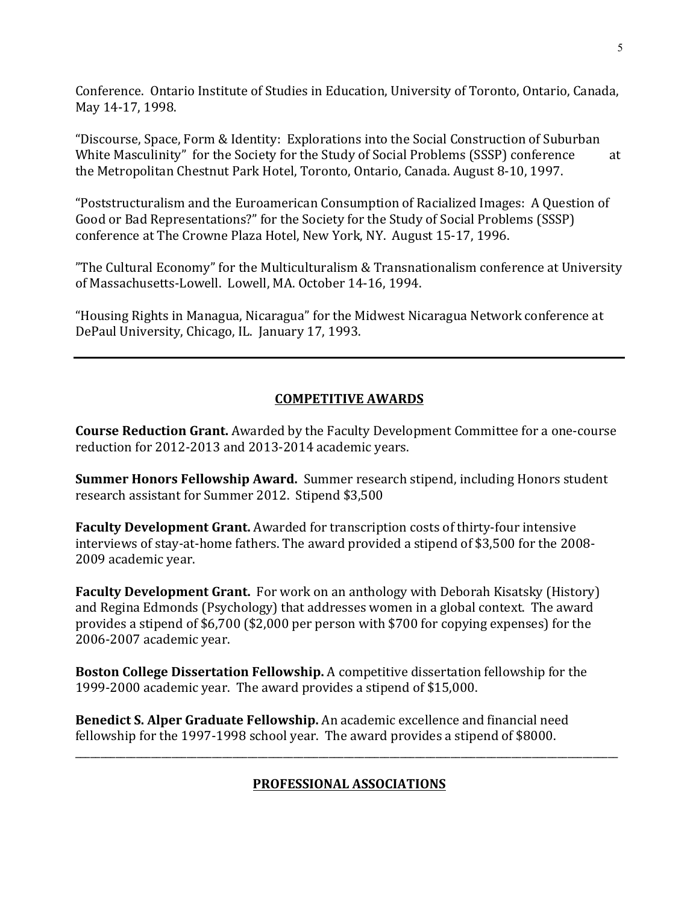Conference. Ontario Institute of Studies in Education, University of Toronto, Ontario, Canada, May 14-17, 1998.

"Discourse, Space, Form & Identity: Explorations into the Social Construction of Suburban White Masculinity" for the Society for the Study of Social Problems (SSSP) conference at the Metropolitan Chestnut Park Hotel, Toronto, Ontario, Canada. August 8-10, 1997.

"Poststructuralism and the Euroamerican Consumption of Racialized Images: A Question of Good or Bad Representations?" for the Society for the Study of Social Problems (SSSP) conference at The Crowne Plaza Hotel, New York, NY. August 15-17, 1996.

"The Cultural Economy" for the Multiculturalism & Transnationalism conference at University of Massachusetts-Lowell. Lowell, MA. October 14-16, 1994.

"Housing Rights in Managua, Nicaragua" for the Midwest Nicaragua Network conference at DePaul University, Chicago, IL. January 17, 1993.

---

## COMPETITIVE AWARDS

**Course Reduction Grant.** Awarded by the Faculty Development Committee for a one-course reduction for 2012-2013 and 2013-2014 academic years.

**Summer Honors Fellowship Award.** Summer research stipend, including Honors student research assistant for Summer 2012. Stipend $3,500

**Faculty Development Grant.** Awarded for transcription costs of thirty-four intensive interviews of stay-at-home fathers. The award provided a stipend of $3,500 for the 2008-2009 academic year.

**Faculty Development Grant.** For work on an anthology with Deborah Kisatsky (History) and Regina Edmonds (Psychology) that addresses women in a global context. The award provides a stipend of $6,700 ($2,000 per person with $700 for copying expenses) for the 2006-2007 academic year.

**Boston College Dissertation Fellowship.** A competitive dissertation fellowship for the 1999-2000 academic year. The award provides a stipend of $15,000.

**Benedict S. Alper Graduate Fellowship.** An academic excellence and financial need fellowship for the 1997-1998 school year. The award provides a stipend of $8000.

---

## PROFESSIONAL ASSOCIATIONS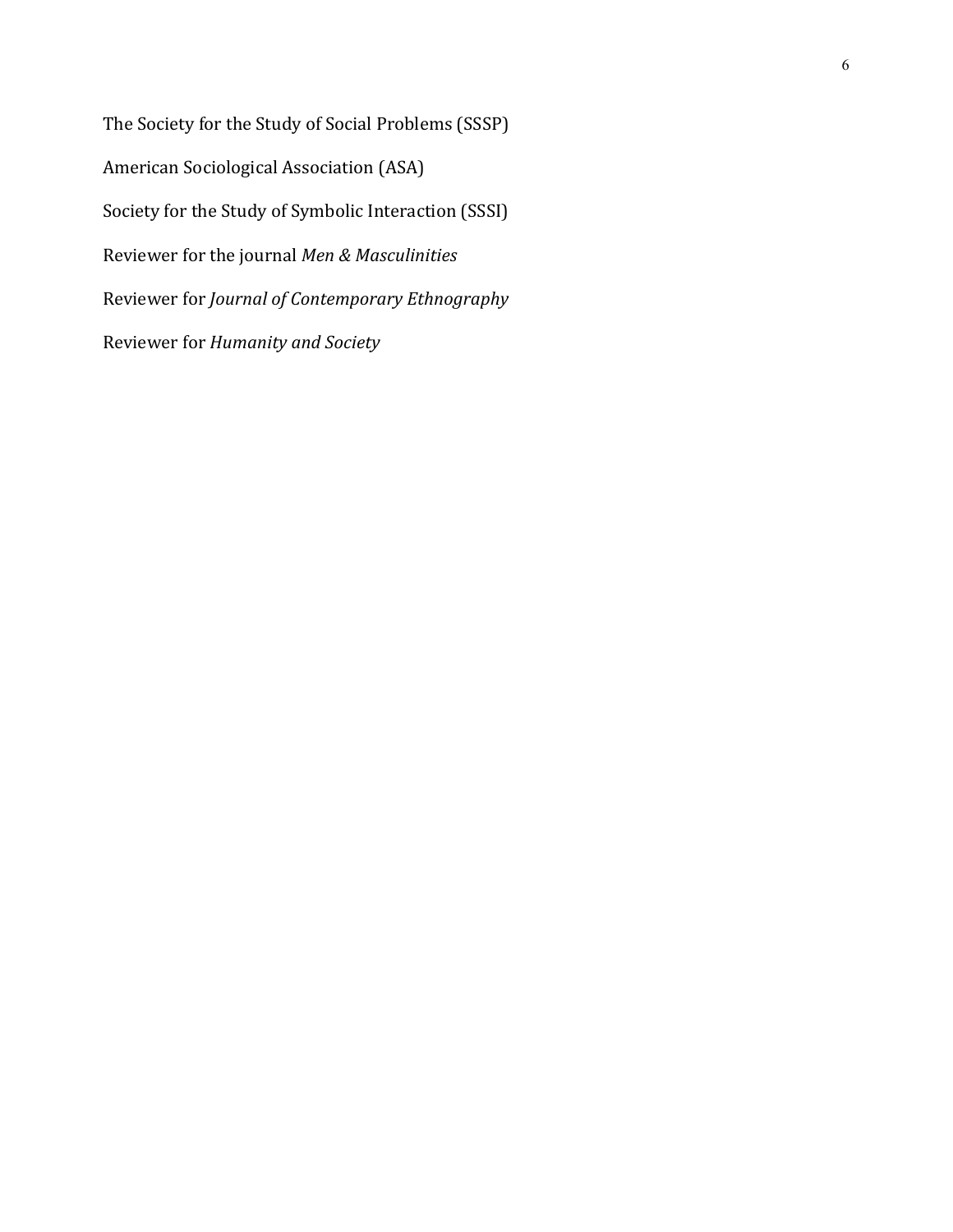The Society for the Study of Social Problems (SSSP)

American Sociological Association (ASA)

Society for the Study of Symbolic Interaction (SSSI)

Reviewer for the journal *Men & Masculinities*

Reviewer for *Journal of Contemporary Ethnography*

Reviewer for *Humanity and Society*